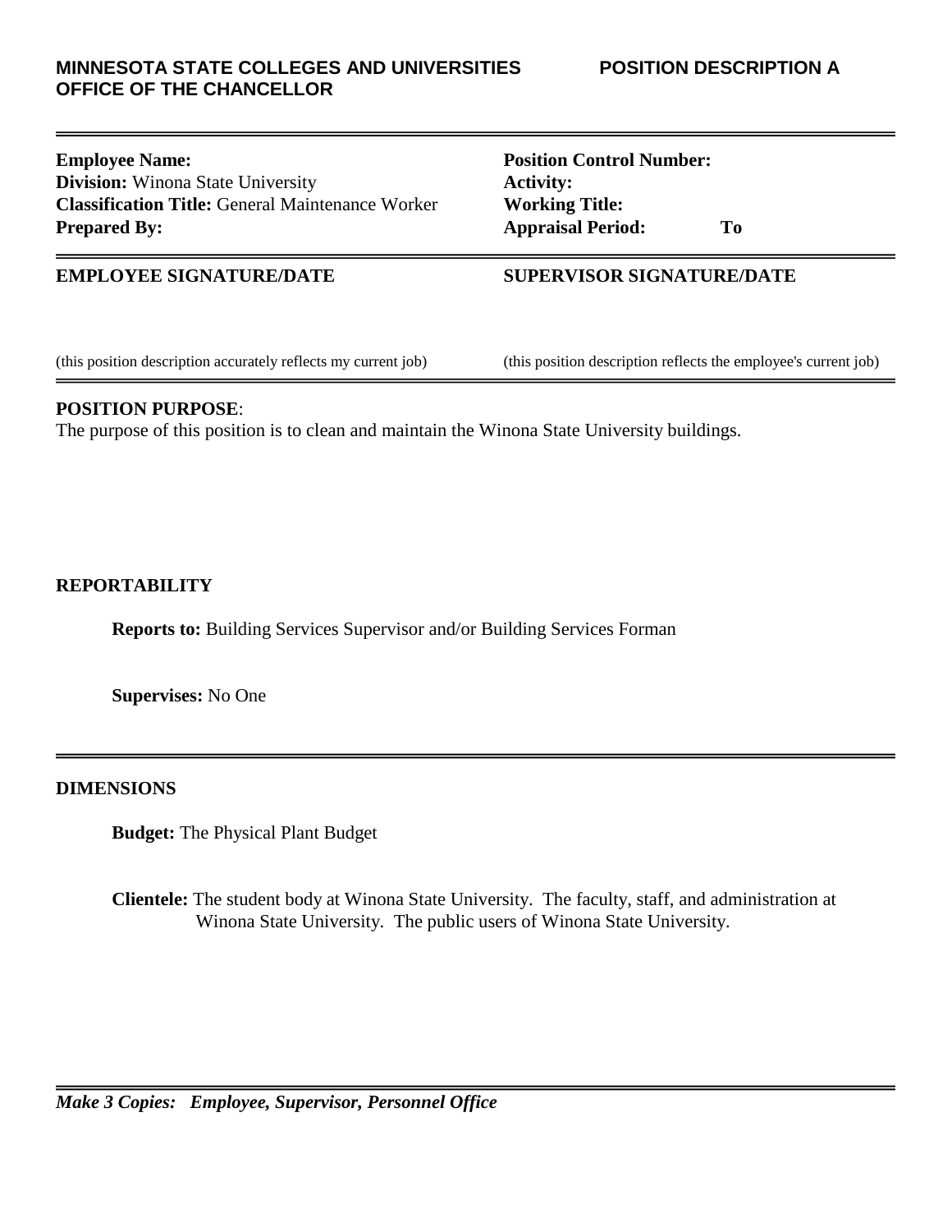**MINNESOTA STATE COLLEGES AND UNIVERSITIES**
**OFFICE OF THE CHANCELLOR**

**POSITION DESCRIPTION A**

---

**Employee Name:**
**Division:** Winona State University
**Classification Title:** General Maintenance Worker
**Prepared By:**

**Position Control Number:**
**Activity:**
**Working Title:**
**Appraisal Period:** **To**

---

**EMPLOYEE SIGNATURE/DATE**

(this position description accurately reflects my current job)

**SUPERVISOR SIGNATURE/DATE**

(this position description reflects the employee's current job)

---

**POSITION PURPOSE**:
The purpose of this position is to clean and maintain the Winona State University buildings.

**REPORTABILITY**

**Reports to:** Building Services Supervisor and/or Building Services Forman

**Supervises:** No One

---

**DIMENSIONS**

**Budget:** The Physical Plant Budget

**Clientele:** The student body at Winona State University. The faculty, staff, and administration at Winona State University. The public users of Winona State University.

---

***Make 3 Copies: Employee, Supervisor, Personnel Office***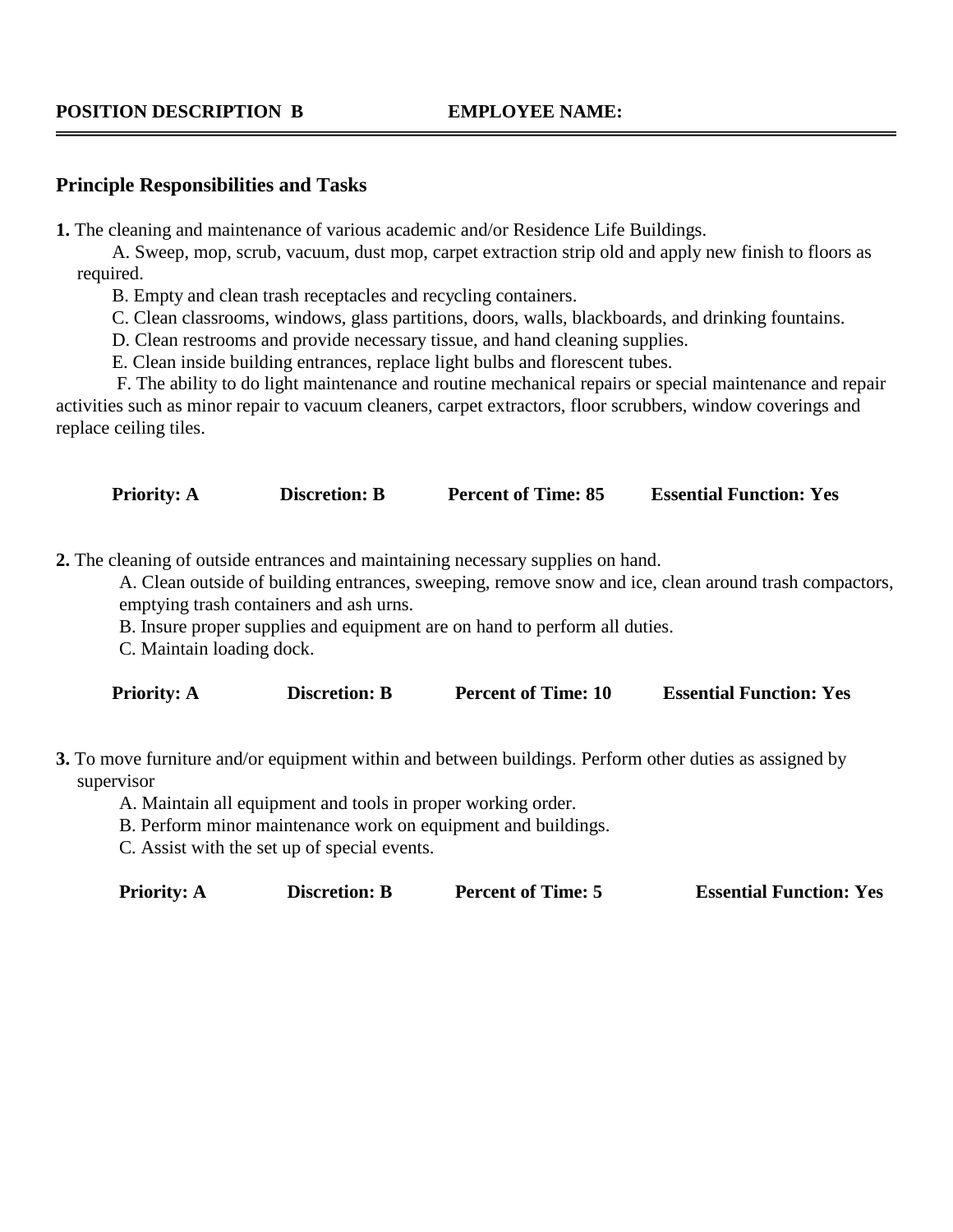**POSITION DESCRIPTION B** **EMPLOYEE NAME:**

---

## Principle Responsibilities and Tasks

**1.** The cleaning and maintenance of various academic and/or Residence Life Buildings.

A. Sweep, mop, scrub, vacuum, dust mop, carpet extraction strip old and apply new finish to floors as required.

B. Empty and clean trash receptacles and recycling containers.

C. Clean classrooms, windows, glass partitions, doors, walls, blackboards, and drinking fountains.

D. Clean restrooms and provide necessary tissue, and hand cleaning supplies.

E. Clean inside building entrances, replace light bulbs and florescent tubes.

F. The ability to do light maintenance and routine mechanical repairs or special maintenance and repair activities such as minor repair to vacuum cleaners, carpet extractors, floor scrubbers, window coverings and replace ceiling tiles.

**Priority: A** **Discretion: B** **Percent of Time: 85** **Essential Function: Yes**

**2.** The cleaning of outside entrances and maintaining necessary supplies on hand.

A. Clean outside of building entrances, sweeping, remove snow and ice, clean around trash compactors, emptying trash containers and ash urns.

B. Insure proper supplies and equipment are on hand to perform all duties.

C. Maintain loading dock.

**Priority: A** **Discretion: B** **Percent of Time: 10** **Essential Function: Yes**

**3.** To move furniture and/or equipment within and between buildings. Perform other duties as assigned by supervisor

A. Maintain all equipment and tools in proper working order.

B. Perform minor maintenance work on equipment and buildings.

C. Assist with the set up of special events.

**Priority: A** **Discretion: B** **Percent of Time: 5** **Essential Function: Yes**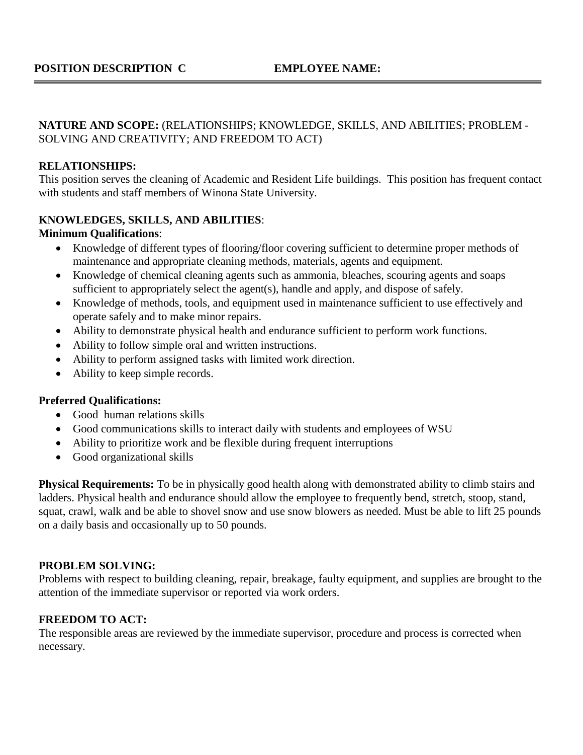**POSITION DESCRIPTION C EMPLOYEE NAME:**

---

**NATURE AND SCOPE:** (RELATIONSHIPS; KNOWLEDGE, SKILLS, AND ABILITIES; PROBLEM - SOLVING AND CREATIVITY; AND FREEDOM TO ACT)

**RELATIONSHIPS:**
This position serves the cleaning of Academic and Resident Life buildings. This position has frequent contact with students and staff members of Winona State University.

**KNOWLEDGES, SKILLS, AND ABILITIES**:
**Minimum Qualifications**:

- Knowledge of different types of flooring/floor covering sufficient to determine proper methods of maintenance and appropriate cleaning methods, materials, agents and equipment.
- Knowledge of chemical cleaning agents such as ammonia, bleaches, scouring agents and soaps sufficient to appropriately select the agent(s), handle and apply, and dispose of safely.
- Knowledge of methods, tools, and equipment used in maintenance sufficient to use effectively and operate safely and to make minor repairs.
- Ability to demonstrate physical health and endurance sufficient to perform work functions.
- Ability to follow simple oral and written instructions.
- Ability to perform assigned tasks with limited work direction.
- Ability to keep simple records.

**Preferred Qualifications:**

- Good human relations skills
- Good communications skills to interact daily with students and employees of WSU
- Ability to prioritize work and be flexible during frequent interruptions
- Good organizational skills

**Physical Requirements:** To be in physically good health along with demonstrated ability to climb stairs and ladders. Physical health and endurance should allow the employee to frequently bend, stretch, stoop, stand, squat, crawl, walk and be able to shovel snow and use snow blowers as needed. Must be able to lift 25 pounds on a daily basis and occasionally up to 50 pounds.

**PROBLEM SOLVING:**
Problems with respect to building cleaning, repair, breakage, faulty equipment, and supplies are brought to the attention of the immediate supervisor or reported via work orders.

**FREEDOM TO ACT:**
The responsible areas are reviewed by the immediate supervisor, procedure and process is corrected when necessary.